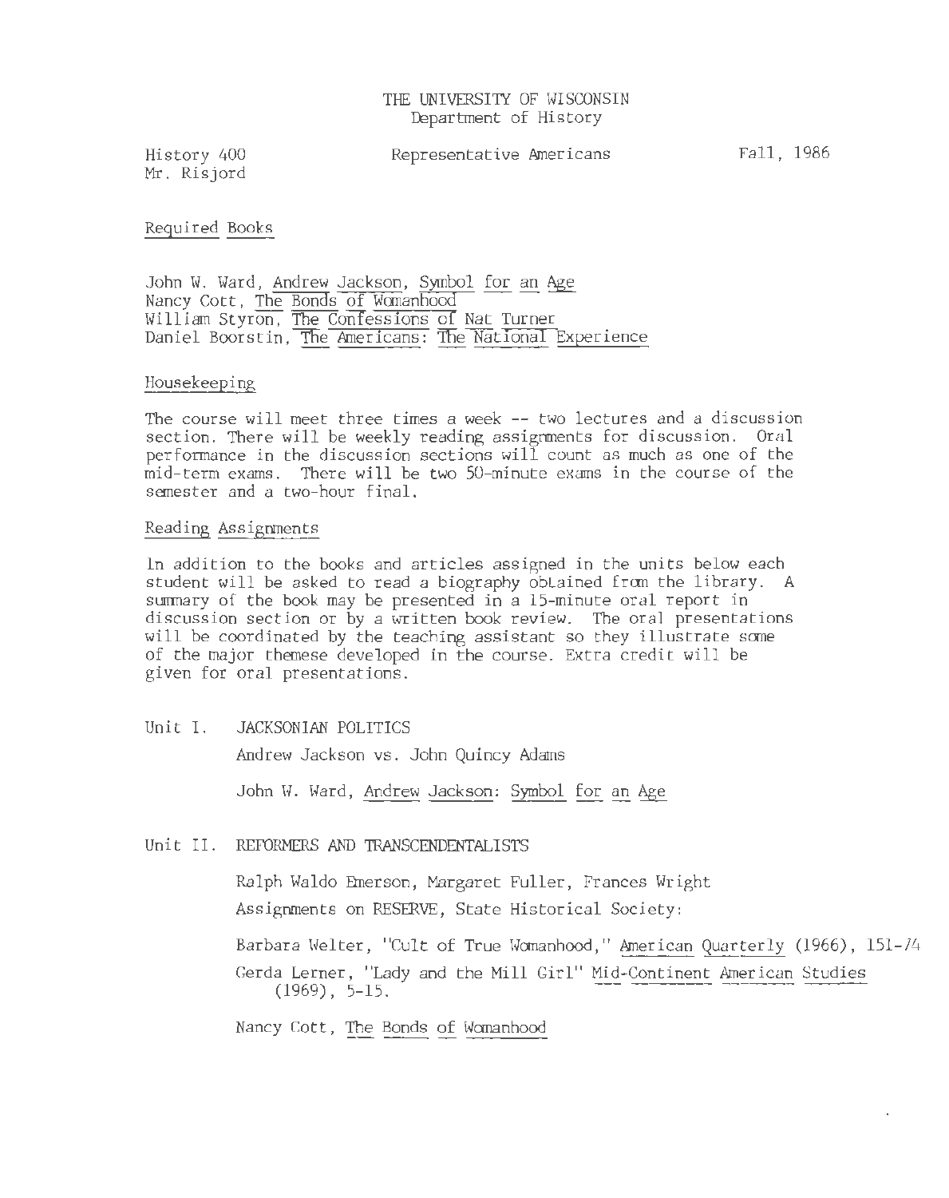# THE UNIVERSITY OF WISCONSIN
## Department of History

History 400 &nbsp;&nbsp;&nbsp;&nbsp;&nbsp;&nbsp;&nbsp;&nbsp;&nbsp;&nbsp;&nbsp;&nbsp;&nbsp;&nbsp;&nbsp;&nbsp;&nbsp;&nbsp;&nbsp;&nbsp;Representative Americans&nbsp;&nbsp;&nbsp;&nbsp;&nbsp;&nbsp;&nbsp;&nbsp;&nbsp;&nbsp;&nbsp;&nbsp;&nbsp;&nbsp;&nbsp;&nbsp;&nbsp;&nbsp;&nbsp;&nbsp;Fall, 1986
Mr. Risjord

### Required Books

John W. Ward, *Andrew Jackson, Symbol for an Age*
Nancy Cott, *The Bonds of Womanhood*
William Styron, *The Confessions of Nat Turner*
Daniel Boorstin, *The Americans: The National Experience*

### Housekeeping

The course will meet three times a week -- two lectures and a discussion section. There will be weekly reading assignments for discussion. Oral performance in the discussion sections will count as much as one of the mid-term exams. There will be two 50-minute exams in the course of the semester and a two-hour final.

### Reading Assignments

In addition to the books and articles assigned in the units below each student will be asked to read a biography obtained from the library. A summary of the book may be presented in a 15-minute oral report in discussion section or by a written book review. The oral presentations will be coordinated by the teaching assistant so they illustrate some of the major themese developed in the course. Extra credit will be given for oral presentations.

Unit I. JACKSONIAN POLITICS

Andrew Jackson vs. John Quincy Adams

John W. Ward, *Andrew Jackson: Symbol for an Age*

Unit II. REFORMERS AND TRANSCENDENTALISTS

Ralph Waldo Emerson, Margaret Fuller, Frances Wright

Assignments on RESERVE, State Historical Society:

Barbara Welter, "Cult of True Womanhood," *American Quarterly* (1966), 151-74

Gerda Lerner, "Lady and the Mill Girl" *Mid-Continent American Studies* (1969), 5-15.

Nancy Cott, *The Bonds of Womanhood*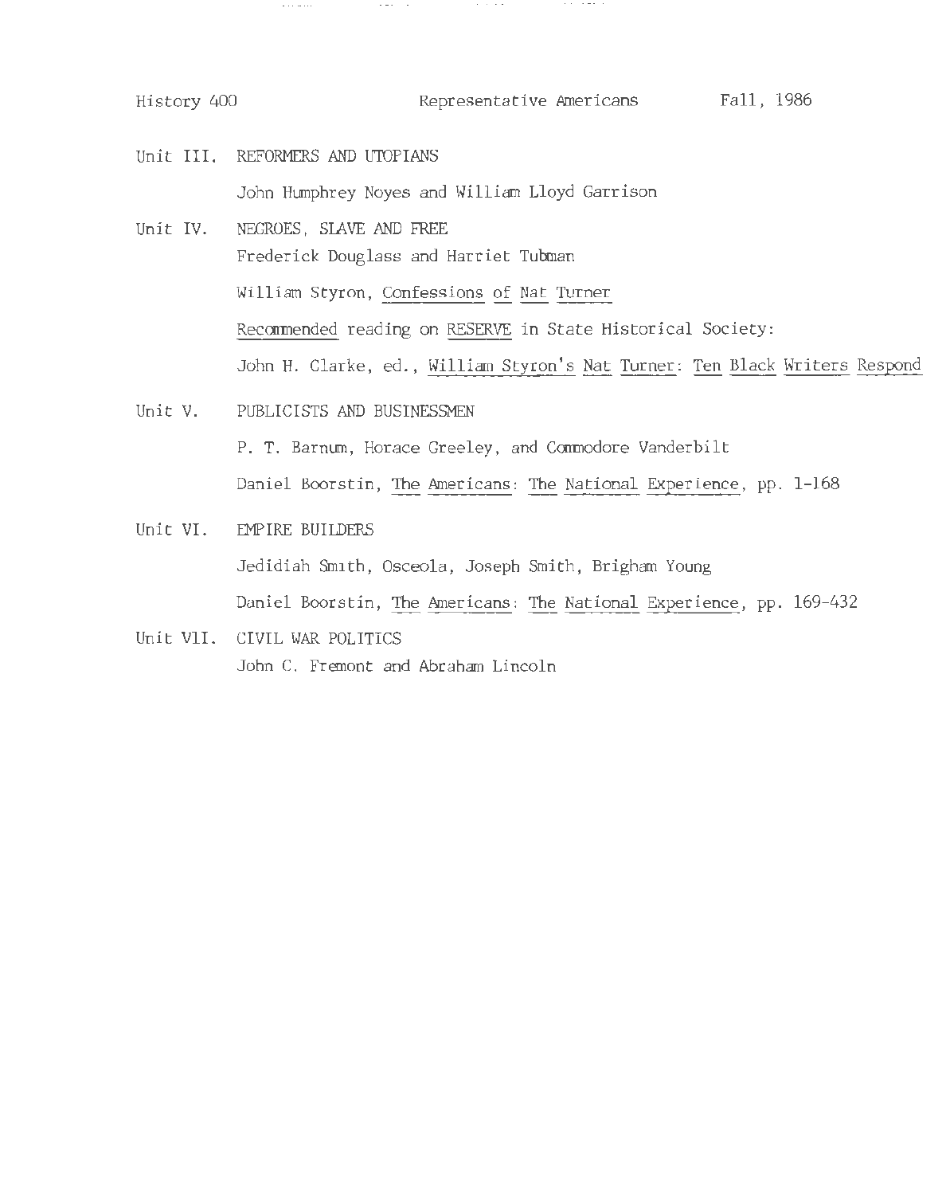History 400 Representative Americans Fall, 1986

Unit III. REFORMERS AND UTOPIANS

John Humphrey Noyes and William Lloyd Garrison

Unit IV. NEGROES, SLAVE AND FREE

Frederick Douglass and Harriet Tubman

William Styron, Confessions of Nat Turner

Recommended reading on RESERVE in State Historical Society:

John H. Clarke, ed., William Styron's Nat Turner: Ten Black Writers Respond

Unit V. PUBLICISTS AND BUSINESSMEN

P. T. Barnum, Horace Greeley, and Commodore Vanderbilt

Daniel Boorstin, The Americans: The National Experience, pp. 1-168

Unit VI. EMPIRE BUILDERS

Jedidiah Smith, Osceola, Joseph Smith, Brigham Young

Daniel Boorstin, The Americans: The National Experience, pp. 169-432

Unit VII. CIVIL WAR POLITICS

John C. Fremont and Abraham Lincoln